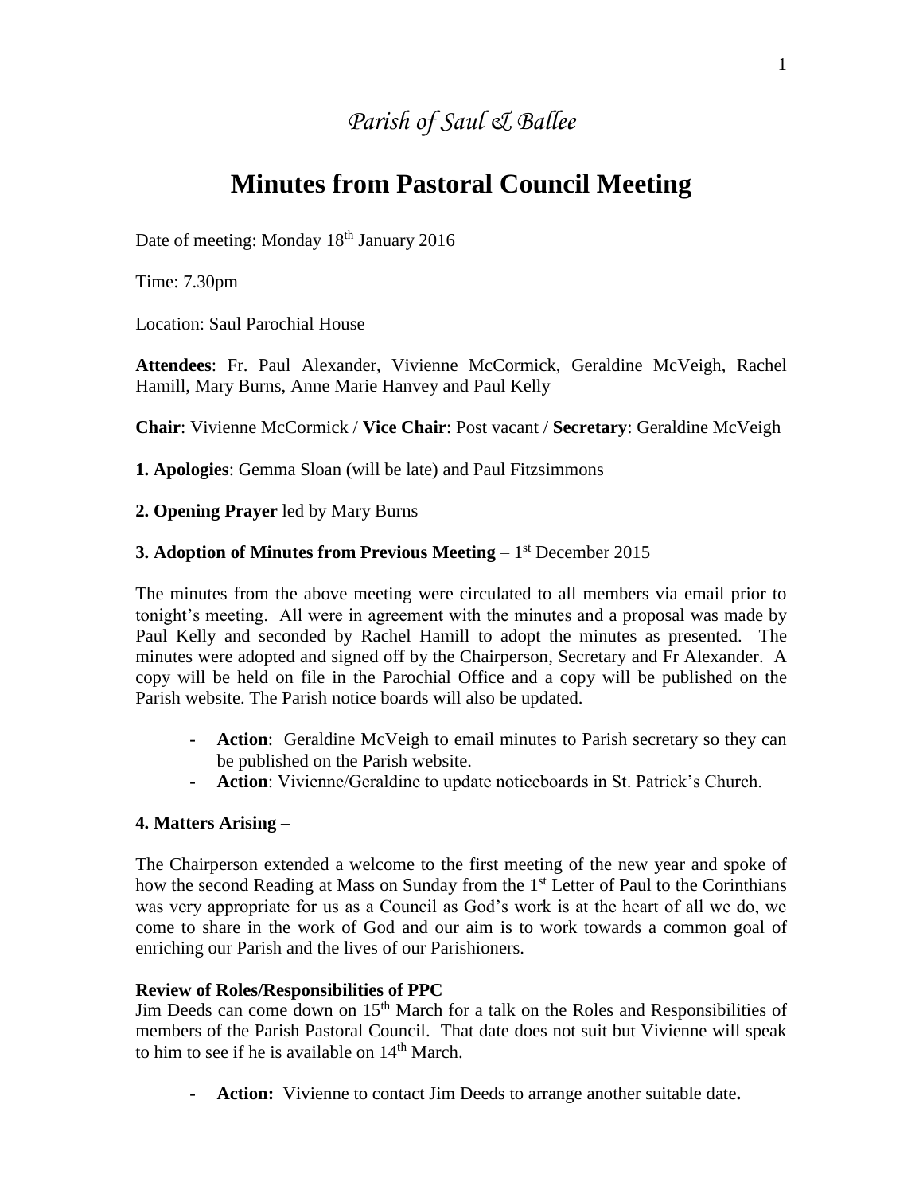*Parish of Saul & Ballee*

# Minutes from Pastoral Council Meeting

Date of meeting: Monday 18th January 2016

Time: 7.30pm

Location: Saul Parochial House

**Attendees**: Fr. Paul Alexander, Vivienne McCormick, Geraldine McVeigh, Rachel Hamill, Mary Burns, Anne Marie Hanvey and Paul Kelly

**Chair**: Vivienne McCormick / **Vice Chair**: Post vacant / **Secretary**: Geraldine McVeigh

**1. Apologies**: Gemma Sloan (will be late) and Paul Fitzsimmons

**2. Opening Prayer** led by Mary Burns

**3. Adoption of Minutes from Previous Meeting** – 1st December 2015

The minutes from the above meeting were circulated to all members via email prior to tonight's meeting. All were in agreement with the minutes and a proposal was made by Paul Kelly and seconded by Rachel Hamill to adopt the minutes as presented. The minutes were adopted and signed off by the Chairperson, Secretary and Fr Alexander. A copy will be held on file in the Parochial Office and a copy will be published on the Parish website. The Parish notice boards will also be updated.

- **Action**: Geraldine McVeigh to email minutes to Parish secretary so they can be published on the Parish website.
- **Action**: Vivienne/Geraldine to update noticeboards in St. Patrick's Church.

**4. Matters Arising –**

The Chairperson extended a welcome to the first meeting of the new year and spoke of how the second Reading at Mass on Sunday from the 1st Letter of Paul to the Corinthians was very appropriate for us as a Council as God's work is at the heart of all we do, we come to share in the work of God and our aim is to work towards a common goal of enriching our Parish and the lives of our Parishioners.

**Review of Roles/Responsibilities of PPC**

Jim Deeds can come down on 15th March for a talk on the Roles and Responsibilities of members of the Parish Pastoral Council. That date does not suit but Vivienne will speak to him to see if he is available on 14th March.

- **Action:** Vivienne to contact Jim Deeds to arrange another suitable date**.**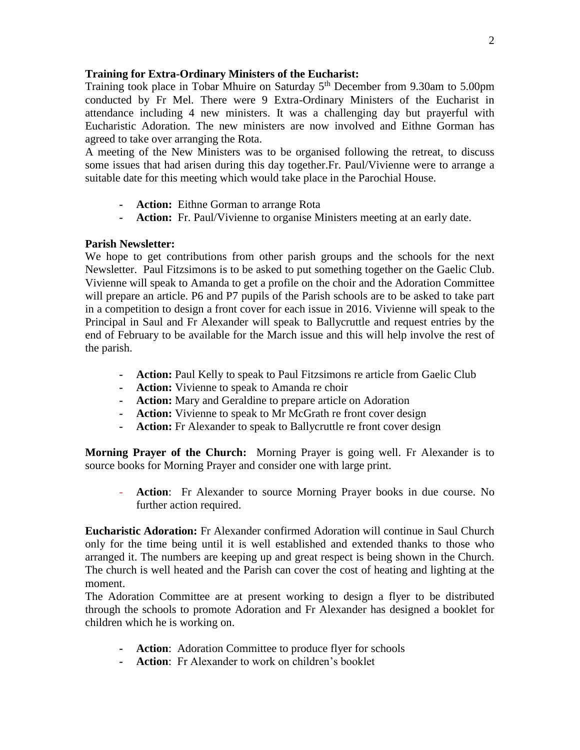**Training for Extra-Ordinary Ministers of the Eucharist:**
Training took place in Tobar Mhuire on Saturday 5th December from 9.30am to 5.00pm conducted by Fr Mel. There were 9 Extra-Ordinary Ministers of the Eucharist in attendance including 4 new ministers. It was a challenging day but prayerful with Eucharistic Adoration. The new ministers are now involved and Eithne Gorman has agreed to take over arranging the Rota.
A meeting of the New Ministers was to be organised following the retreat, to discuss some issues that had arisen during this day together.Fr. Paul/Vivienne were to arrange a suitable date for this meeting which would take place in the Parochial House.

- **Action:** Eithne Gorman to arrange Rota
- **Action:** Fr. Paul/Vivienne to organise Ministers meeting at an early date.

**Parish Newsletter:**
We hope to get contributions from other parish groups and the schools for the next Newsletter. Paul Fitzsimons is to be asked to put something together on the Gaelic Club. Vivienne will speak to Amanda to get a profile on the choir and the Adoration Committee will prepare an article. P6 and P7 pupils of the Parish schools are to be asked to take part in a competition to design a front cover for each issue in 2016. Vivienne will speak to the Principal in Saul and Fr Alexander will speak to Ballycruttle and request entries by the end of February to be available for the March issue and this will help involve the rest of the parish.

- **Action:** Paul Kelly to speak to Paul Fitzsimons re article from Gaelic Club
- **Action:** Vivienne to speak to Amanda re choir
- **Action:** Mary and Geraldine to prepare article on Adoration
- **Action:** Vivienne to speak to Mr McGrath re front cover design
- **Action:** Fr Alexander to speak to Ballycruttle re front cover design

**Morning Prayer of the Church:** Morning Prayer is going well. Fr Alexander is to source books for Morning Prayer and consider one with large print.

- **Action**: Fr Alexander to source Morning Prayer books in due course. No further action required.

**Eucharistic Adoration:** Fr Alexander confirmed Adoration will continue in Saul Church only for the time being until it is well established and extended thanks to those who arranged it. The numbers are keeping up and great respect is being shown in the Church. The church is well heated and the Parish can cover the cost of heating and lighting at the moment.
The Adoration Committee are at present working to design a flyer to be distributed through the schools to promote Adoration and Fr Alexander has designed a booklet for children which he is working on.

- **Action**: Adoration Committee to produce flyer for schools
- **Action**: Fr Alexander to work on children's booklet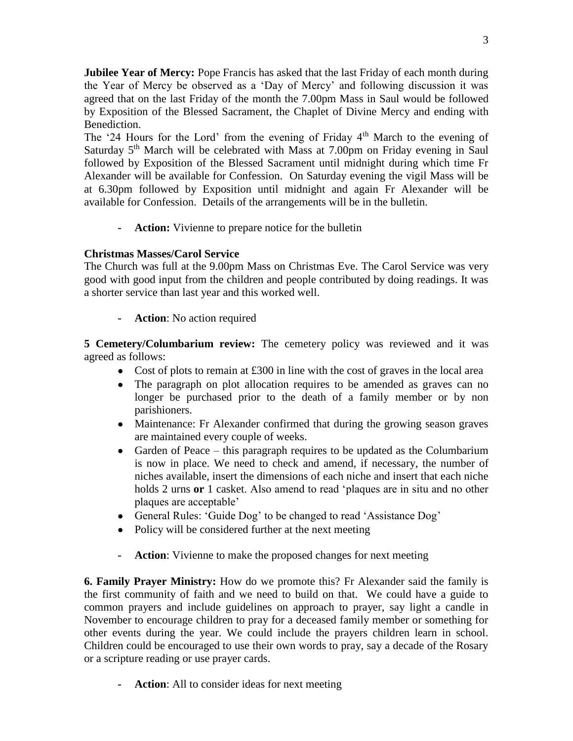**Jubilee Year of Mercy:** Pope Francis has asked that the last Friday of each month during the Year of Mercy be observed as a 'Day of Mercy' and following discussion it was agreed that on the last Friday of the month the 7.00pm Mass in Saul would be followed by Exposition of the Blessed Sacrament, the Chaplet of Divine Mercy and ending with Benediction.

The '24 Hours for the Lord' from the evening of Friday 4th March to the evening of Saturday 5th March will be celebrated with Mass at 7.00pm on Friday evening in Saul followed by Exposition of the Blessed Sacrament until midnight during which time Fr Alexander will be available for Confession. On Saturday evening the vigil Mass will be at 6.30pm followed by Exposition until midnight and again Fr Alexander will be available for Confession. Details of the arrangements will be in the bulletin.

- **Action:** Vivienne to prepare notice for the bulletin

**Christmas Masses/Carol Service**

The Church was full at the 9.00pm Mass on Christmas Eve. The Carol Service was very good with good input from the children and people contributed by doing readings. It was a shorter service than last year and this worked well.

- **Action**: No action required

**5 Cemetery/Columbarium review:** The cemetery policy was reviewed and it was agreed as follows:

- Cost of plots to remain at £300 in line with the cost of graves in the local area
- The paragraph on plot allocation requires to be amended as graves can no longer be purchased prior to the death of a family member or by non parishioners.
- Maintenance: Fr Alexander confirmed that during the growing season graves are maintained every couple of weeks.
- Garden of Peace – this paragraph requires to be updated as the Columbarium is now in place. We need to check and amend, if necessary, the number of niches available, insert the dimensions of each niche and insert that each niche holds 2 urns **or** 1 casket. Also amend to read 'plaques are in situ and no other plaques are acceptable'
- General Rules: 'Guide Dog' to be changed to read 'Assistance Dog'
- Policy will be considered further at the next meeting

- **Action**: Vivienne to make the proposed changes for next meeting

**6. Family Prayer Ministry:** How do we promote this? Fr Alexander said the family is the first community of faith and we need to build on that. We could have a guide to common prayers and include guidelines on approach to prayer, say light a candle in November to encourage children to pray for a deceased family member or something for other events during the year. We could include the prayers children learn in school. Children could be encouraged to use their own words to pray, say a decade of the Rosary or a scripture reading or use prayer cards.

- **Action**: All to consider ideas for next meeting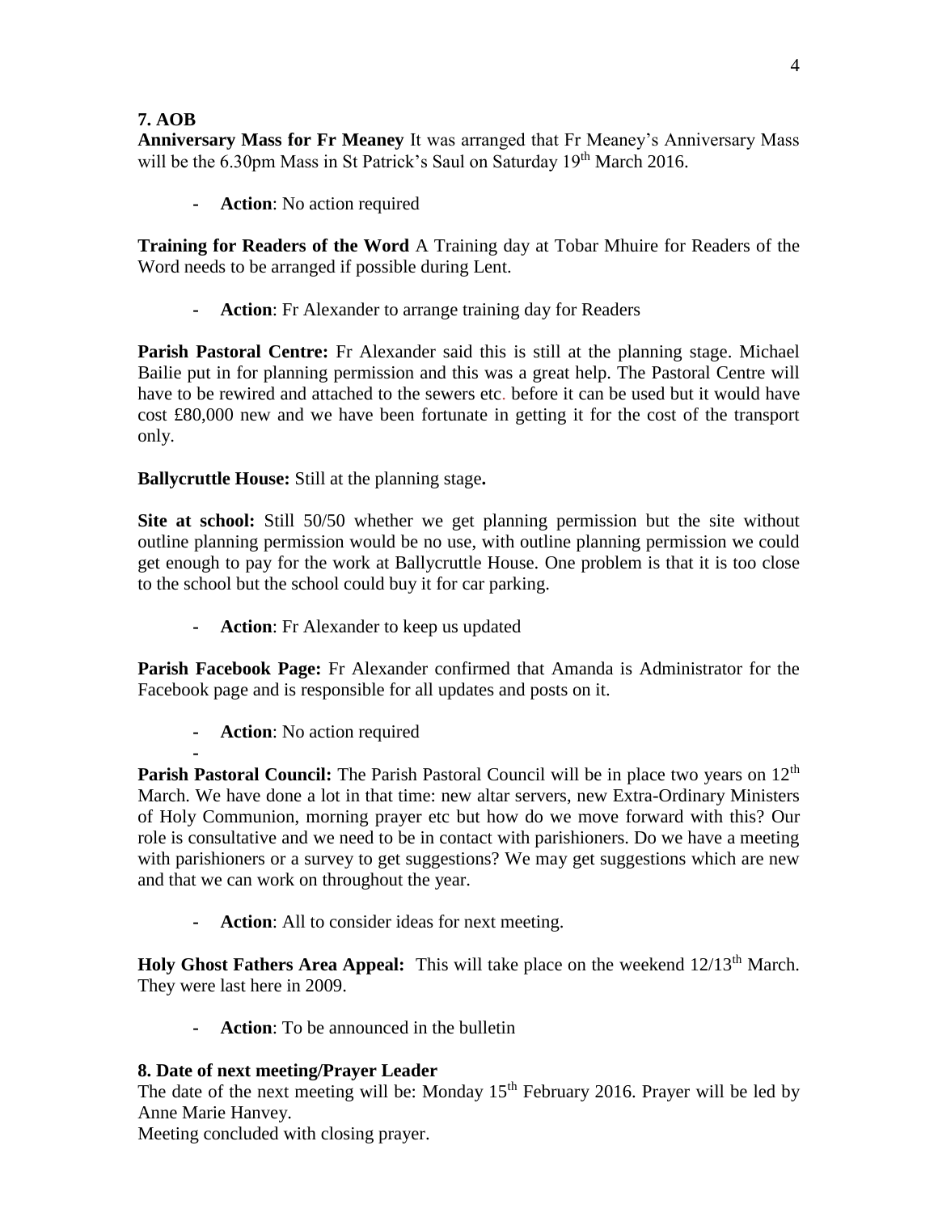**7. AOB**

**Anniversary Mass for Fr Meaney** It was arranged that Fr Meaney's Anniversary Mass will be the 6.30pm Mass in St Patrick's Saul on Saturday 19th March 2016.

- **Action**: No action required

**Training for Readers of the Word** A Training day at Tobar Mhuire for Readers of the Word needs to be arranged if possible during Lent.

- **Action**: Fr Alexander to arrange training day for Readers

**Parish Pastoral Centre:** Fr Alexander said this is still at the planning stage. Michael Bailie put in for planning permission and this was a great help. The Pastoral Centre will have to be rewired and attached to the sewers etc. before it can be used but it would have cost £80,000 new and we have been fortunate in getting it for the cost of the transport only.

**Ballycruttle House:** Still at the planning stage**.**

**Site at school:** Still 50/50 whether we get planning permission but the site without outline planning permission would be no use, with outline planning permission we could get enough to pay for the work at Ballycruttle House. One problem is that it is too close to the school but the school could buy it for car parking.

- **Action**: Fr Alexander to keep us updated

**Parish Facebook Page:** Fr Alexander confirmed that Amanda is Administrator for the Facebook page and is responsible for all updates and posts on it.

- **Action**: No action required
-

**Parish Pastoral Council:** The Parish Pastoral Council will be in place two years on 12th March. We have done a lot in that time: new altar servers, new Extra-Ordinary Ministers of Holy Communion, morning prayer etc but how do we move forward with this? Our role is consultative and we need to be in contact with parishioners. Do we have a meeting with parishioners or a survey to get suggestions? We may get suggestions which are new and that we can work on throughout the year.

- **Action**: All to consider ideas for next meeting.

**Holy Ghost Fathers Area Appeal:** This will take place on the weekend 12/13th March. They were last here in 2009.

- **Action**: To be announced in the bulletin

**8. Date of next meeting/Prayer Leader**

The date of the next meeting will be: Monday 15th February 2016. Prayer will be led by Anne Marie Hanvey.

Meeting concluded with closing prayer.